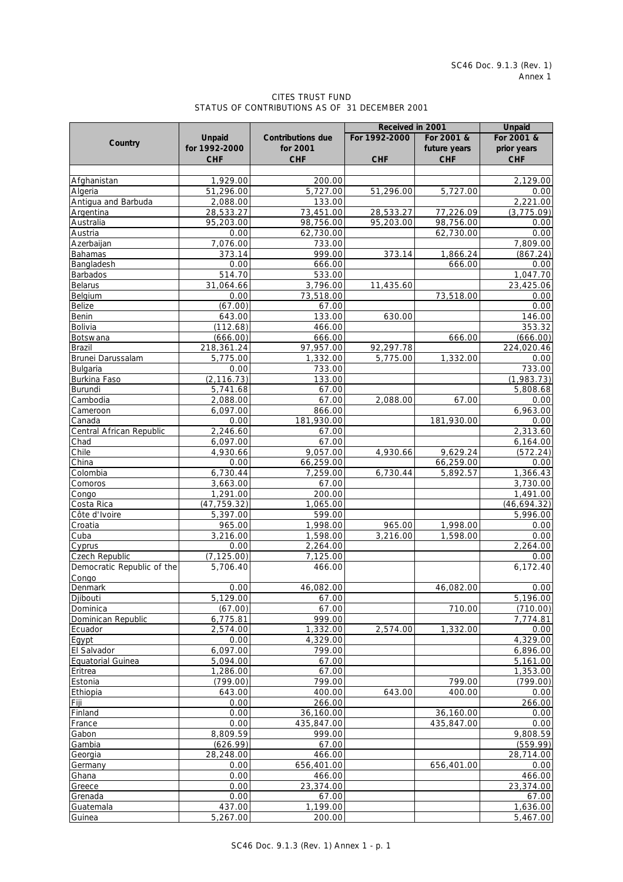# CITES TRUST FUND
## STATUS OF CONTRIBUTIONS AS OF 31 DECEMBER 2001

| Country | Unpaid for 1992-2000 CHF | Contributions due for 2001 CHF | Received in 2001 For 1992-2000 CHF | Received in 2001 For 2001 & future years CHF | Unpaid For 2001 & prior years CHF |
|---|---|---|---|---|---|
| Afghanistan | 1,929.00 | 200.00 | | | 2,129.00 |
| Algeria | 51,296.00 | 5,727.00 | 51,296.00 | 5,727.00 | 0.00 |
| Antigua and Barbuda | 2,088.00 | 133.00 | | | 2,221.00 |
| Argentina | 28,533.27 | 73,451.00 | 28,533.27 | 77,226.09 | (3,775.09) |
| Australia | 95,203.00 | 98,756.00 | 95,203.00 | 98,756.00 | 0.00 |
| Austria | 0.00 | 62,730.00 | | 62,730.00 | 0.00 |
| Azerbaijan | 7,076.00 | 733.00 | | | 7,809.00 |
| Bahamas | 373.14 | 999.00 | 373.14 | 1,866.24 | (867.24) |
| Bangladesh | 0.00 | 666.00 | | 666.00 | 0.00 |
| Barbados | 514.70 | 533.00 | | | 1,047.70 |
| Belarus | 31,064.66 | 3,796.00 | 11,435.60 | | 23,425.06 |
| Belgium | 0.00 | 73,518.00 | | 73,518.00 | 0.00 |
| Belize | (67.00) | 67.00 | | | 0.00 |
| Benin | 643.00 | 133.00 | 630.00 | | 146.00 |
| Bolivia | (112.68) | 466.00 | | | 353.32 |
| Botswana | (666.00) | 666.00 | | 666.00 | (666.00) |
| Brazil | 218,361.24 | 97,957.00 | 92,297.78 | | 224,020.46 |
| Brunei Darussalam | 5,775.00 | 1,332.00 | 5,775.00 | 1,332.00 | 0.00 |
| Bulgaria | 0.00 | 733.00 | | | 733.00 |
| Burkina Faso | (2,116.73) | 133.00 | | | (1,983.73) |
| Burundi | 5,741.68 | 67.00 | | | 5,808.68 |
| Cambodia | 2,088.00 | 67.00 | 2,088.00 | 67.00 | 0.00 |
| Cameroon | 6,097.00 | 866.00 | | | 6,963.00 |
| Canada | 0.00 | 181,930.00 | | 181,930.00 | 0.00 |
| Central African Republic | 2,246.60 | 67.00 | | | 2,313.60 |
| Chad | 6,097.00 | 67.00 | | | 6,164.00 |
| Chile | 4,930.66 | 9,057.00 | 4,930.66 | 9,629.24 | (572.24) |
| China | 0.00 | 66,259.00 | | 66,259.00 | 0.00 |
| Colombia | 6,730.44 | 7,259.00 | 6,730.44 | 5,892.57 | 1,366.43 |
| Comoros | 3,663.00 | 67.00 | | | 3,730.00 |
| Congo | 1,291.00 | 200.00 | | | 1,491.00 |
| Costa Rica | (47,759.32) | 1,065.00 | | | (46,694.32) |
| Côte d'Ivoire | 5,397.00 | 599.00 | | | 5,996.00 |
| Croatia | 965.00 | 1,998.00 | 965.00 | 1,998.00 | 0.00 |
| Cuba | 3,216.00 | 1,598.00 | 3,216.00 | 1,598.00 | 0.00 |
| Cyprus | 0.00 | 2,264.00 | | | 2,264.00 |
| Czech Republic | (7,125.00) | 7,125.00 | | | 0.00 |
| Democratic Republic of the Congo | 5,706.40 | 466.00 | | | 6,172.40 |
| Denmark | 0.00 | 46,082.00 | | 46,082.00 | 0.00 |
| Djibouti | 5,129.00 | 67.00 | | | 5,196.00 |
| Dominica | (67.00) | 67.00 | | 710.00 | (710.00) |
| Dominican Republic | 6,775.81 | 999.00 | | | 7,774.81 |
| Ecuador | 2,574.00 | 1,332.00 | 2,574.00 | 1,332.00 | 0.00 |
| Egypt | 0.00 | 4,329.00 | | | 4,329.00 |
| El Salvador | 6,097.00 | 799.00 | | | 6,896.00 |
| Equatorial Guinea | 5,094.00 | 67.00 | | | 5,161.00 |
| Eritrea | 1,286.00 | 67.00 | | | 1,353.00 |
| Estonia | (799.00) | 799.00 | | 799.00 | (799.00) |
| Ethiopia | 643.00 | 400.00 | 643.00 | 400.00 | 0.00 |
| Fiji | 0.00 | 266.00 | | | 266.00 |
| Finland | 0.00 | 36,160.00 | | 36,160.00 | 0.00 |
| France | 0.00 | 435,847.00 | | 435,847.00 | 0.00 |
| Gabon | 8,809.59 | 999.00 | | | 9,808.59 |
| Gambia | (626.99) | 67.00 | | | (559.99) |
| Georgia | 28,248.00 | 466.00 | | | 28,714.00 |
| Germany | 0.00 | 656,401.00 | | 656,401.00 | 0.00 |
| Ghana | 0.00 | 466.00 | | | 466.00 |
| Greece | 0.00 | 23,374.00 | | | 23,374.00 |
| Grenada | 0.00 | 67.00 | | | 67.00 |
| Guatemala | 437.00 | 1,199.00 | | | 1,636.00 |
| Guinea | 5,267.00 | 200.00 | | | 5,467.00 |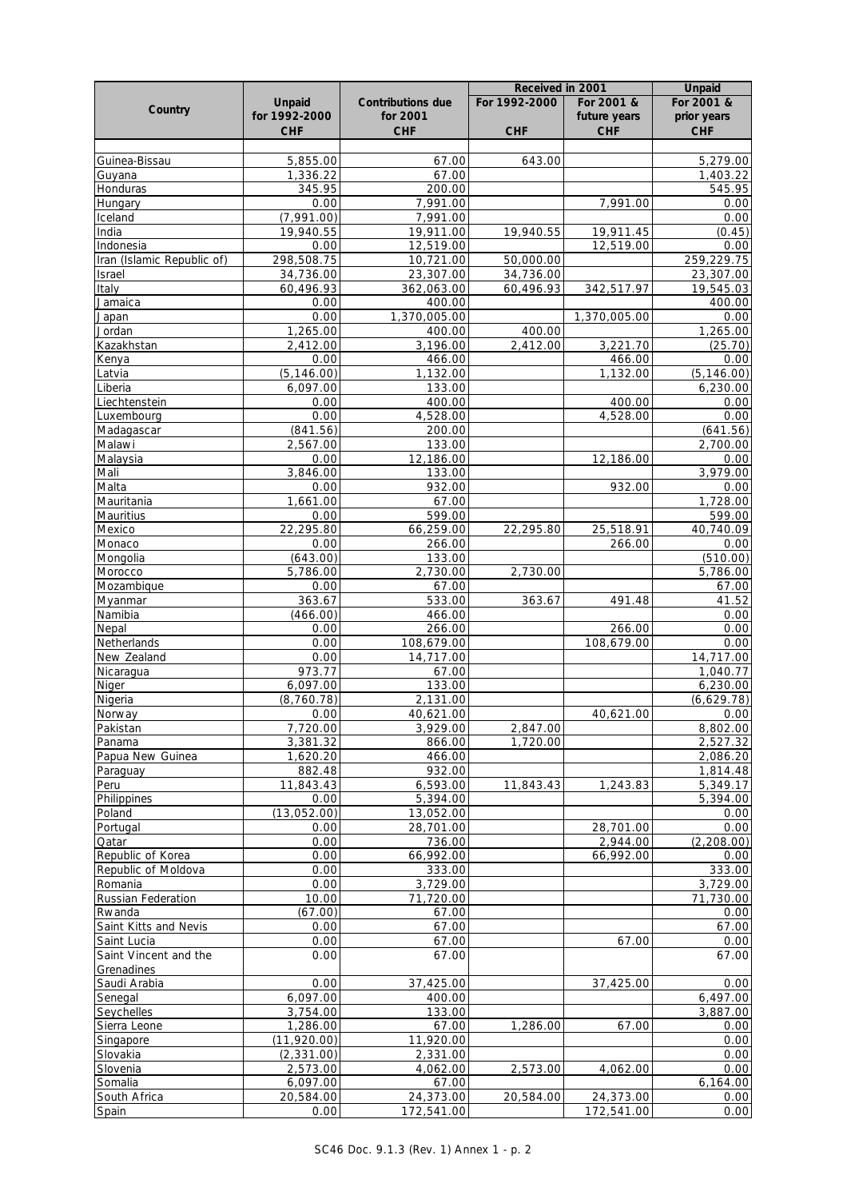| Country | Unpaid for 1992-2000 CHF | Contributions due for 2001 CHF | Received in 2001 For 1992-2000 CHF | Received in 2001 For 2001 & future years CHF | Unpaid For 2001 & prior years CHF |
|---|---|---|---|---|---|
| Guinea-Bissau | 5,855.00 | 67.00 | 643.00 | | 5,279.00 |
| Guyana | 1,336.22 | 67.00 | | | 1,403.22 |
| Honduras | 345.95 | 200.00 | | | 545.95 |
| Hungary | 0.00 | 7,991.00 | | 7,991.00 | 0.00 |
| Iceland | (7,991.00) | 7,991.00 | | | 0.00 |
| India | 19,940.55 | 19,911.00 | 19,940.55 | 19,911.45 | (0.45) |
| Indonesia | 0.00 | 12,519.00 | | 12,519.00 | 0.00 |
| Iran (Islamic Republic of) | 298,508.75 | 10,721.00 | 50,000.00 | | 259,229.75 |
| Israel | 34,736.00 | 23,307.00 | 34,736.00 | | 23,307.00 |
| Italy | 60,496.93 | 362,063.00 | 60,496.93 | 342,517.97 | 19,545.03 |
| Jamaica | 0.00 | 400.00 | | | 400.00 |
| Japan | 0.00 | 1,370,005.00 | | 1,370,005.00 | 0.00 |
| Jordan | 1,265.00 | 400.00 | 400.00 | | 1,265.00 |
| Kazakhstan | 2,412.00 | 3,196.00 | 2,412.00 | 3,221.70 | (25.70) |
| Kenya | 0.00 | 466.00 | | 466.00 | 0.00 |
| Latvia | (5,146.00) | 1,132.00 | | 1,132.00 | (5,146.00) |
| Liberia | 6,097.00 | 133.00 | | | 6,230.00 |
| Liechtenstein | 0.00 | 400.00 | | 400.00 | 0.00 |
| Luxembourg | 0.00 | 4,528.00 | | 4,528.00 | 0.00 |
| Madagascar | (841.56) | 200.00 | | | (641.56) |
| Malawi | 2,567.00 | 133.00 | | | 2,700.00 |
| Malaysia | 0.00 | 12,186.00 | | 12,186.00 | 0.00 |
| Mali | 3,846.00 | 133.00 | | | 3,979.00 |
| Malta | 0.00 | 932.00 | | 932.00 | 0.00 |
| Mauritania | 1,661.00 | 67.00 | | | 1,728.00 |
| Mauritius | 0.00 | 599.00 | | | 599.00 |
| Mexico | 22,295.80 | 66,259.00 | 22,295.80 | 25,518.91 | 40,740.09 |
| Monaco | 0.00 | 266.00 | | 266.00 | 0.00 |
| Mongolia | (643.00) | 133.00 | | | (510.00) |
| Morocco | 5,786.00 | 2,730.00 | 2,730.00 | | 5,786.00 |
| Mozambique | 0.00 | 67.00 | | | 67.00 |
| Myanmar | 363.67 | 533.00 | 363.67 | 491.48 | 41.52 |
| Namibia | (466.00) | 466.00 | | | 0.00 |
| Nepal | 0.00 | 266.00 | | 266.00 | 0.00 |
| Netherlands | 0.00 | 108,679.00 | | 108,679.00 | 0.00 |
| New Zealand | 0.00 | 14,717.00 | | | 14,717.00 |
| Nicaragua | 973.77 | 67.00 | | | 1,040.77 |
| Niger | 6,097.00 | 133.00 | | | 6,230.00 |
| Nigeria | (8,760.78) | 2,131.00 | | | (6,629.78) |
| Norway | 0.00 | 40,621.00 | | 40,621.00 | 0.00 |
| Pakistan | 7,720.00 | 3,929.00 | 2,847.00 | | 8,802.00 |
| Panama | 3,381.32 | 866.00 | 1,720.00 | | 2,527.32 |
| Papua New Guinea | 1,620.20 | 466.00 | | | 2,086.20 |
| Paraguay | 882.48 | 932.00 | | | 1,814.48 |
| Peru | 11,843.43 | 6,593.00 | 11,843.43 | 1,243.83 | 5,349.17 |
| Philippines | 0.00 | 5,394.00 | | | 5,394.00 |
| Poland | (13,052.00) | 13,052.00 | | | 0.00 |
| Portugal | 0.00 | 28,701.00 | | 28,701.00 | 0.00 |
| Qatar | 0.00 | 736.00 | | 2,944.00 | (2,208.00) |
| Republic of Korea | 0.00 | 66,992.00 | | 66,992.00 | 0.00 |
| Republic of Moldova | 0.00 | 333.00 | | | 333.00 |
| Romania | 0.00 | 3,729.00 | | | 3,729.00 |
| Russian Federation | 10.00 | 71,720.00 | | | 71,730.00 |
| Rwanda | (67.00) | 67.00 | | | 0.00 |
| Saint Kitts and Nevis | 0.00 | 67.00 | | | 67.00 |
| Saint Lucia | 0.00 | 67.00 | | 67.00 | 0.00 |
| Saint Vincent and the Grenadines | 0.00 | 67.00 | | | 67.00 |
| Saudi Arabia | 0.00 | 37,425.00 | | 37,425.00 | 0.00 |
| Senegal | 6,097.00 | 400.00 | | | 6,497.00 |
| Seychelles | 3,754.00 | 133.00 | | | 3,887.00 |
| Sierra Leone | 1,286.00 | 67.00 | 1,286.00 | 67.00 | 0.00 |
| Singapore | (11,920.00) | 11,920.00 | | | 0.00 |
| Slovakia | (2,331.00) | 2,331.00 | | | 0.00 |
| Slovenia | 2,573.00 | 4,062.00 | 2,573.00 | 4,062.00 | 0.00 |
| Somalia | 6,097.00 | 67.00 | | | 6,164.00 |
| South Africa | 20,584.00 | 24,373.00 | 20,584.00 | 24,373.00 | 0.00 |
| Spain | 0.00 | 172,541.00 | | 172,541.00 | 0.00 |

SC46 Doc. 9.1.3 (Rev. 1) Annex 1 - p. 2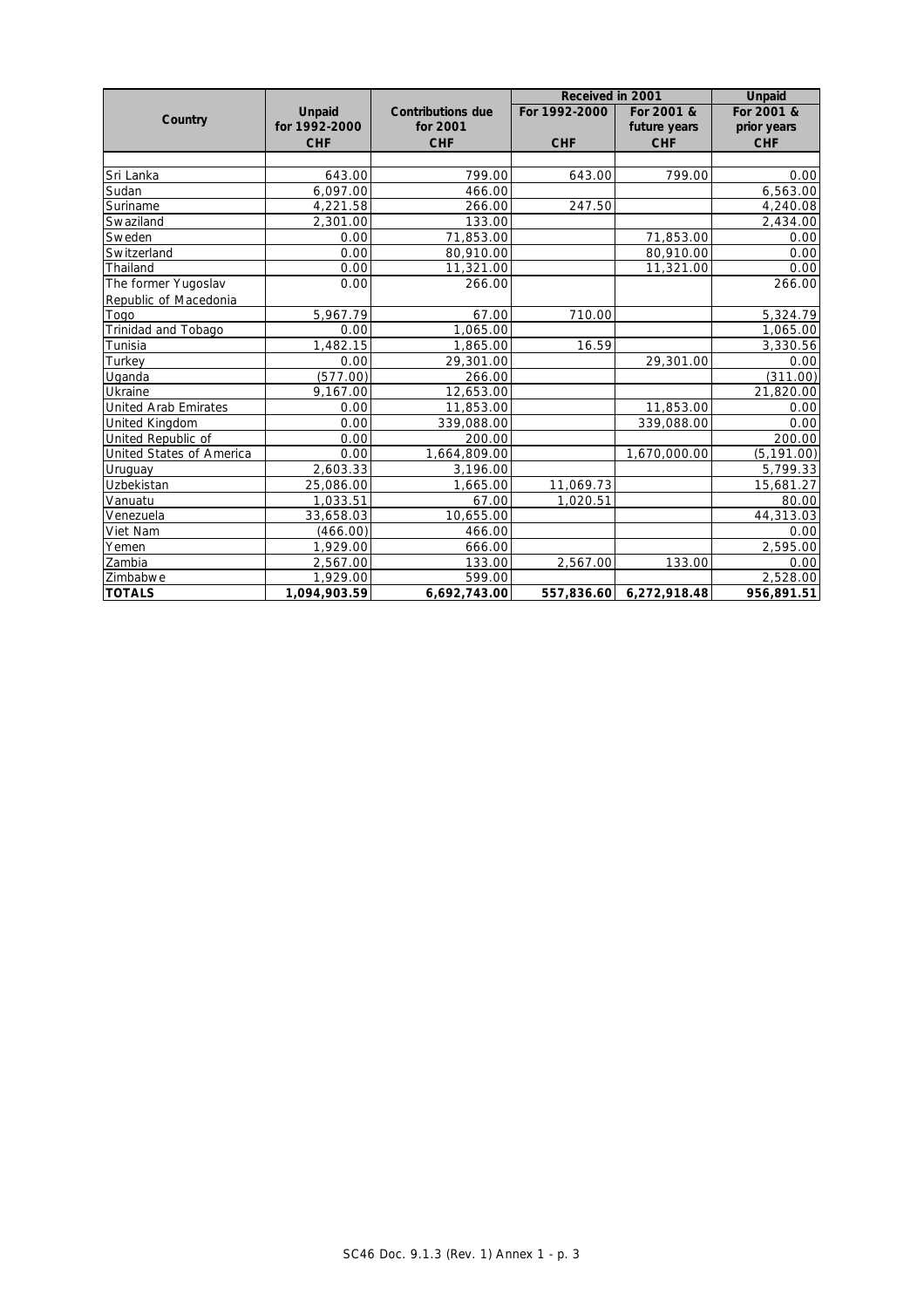| Country | Unpaid for 1992-2000 CHF | Contributions due for 2001 CHF | Received in 2001 For 1992-2000 CHF | Received in 2001 For 2001 & future years CHF | Unpaid For 2001 & prior years CHF |
|---|---|---|---|---|---|
| Sri Lanka | 643.00 | 799.00 | 643.00 | 799.00 | 0.00 |
| Sudan | 6,097.00 | 466.00 | | | 6,563.00 |
| Suriname | 4,221.58 | 266.00 | 247.50 | | 4,240.08 |
| Swaziland | 2,301.00 | 133.00 | | | 2,434.00 |
| Sweden | 0.00 | 71,853.00 | | 71,853.00 | 0.00 |
| Switzerland | 0.00 | 80,910.00 | | 80,910.00 | 0.00 |
| Thailand | 0.00 | 11,321.00 | | 11,321.00 | 0.00 |
| The former Yugoslav Republic of Macedonia | 0.00 | 266.00 | | | 266.00 |
| Togo | 5,967.79 | 67.00 | 710.00 | | 5,324.79 |
| Trinidad and Tobago | 0.00 | 1,065.00 | | | 1,065.00 |
| Tunisia | 1,482.15 | 1,865.00 | 16.59 | | 3,330.56 |
| Turkey | 0.00 | 29,301.00 | | 29,301.00 | 0.00 |
| Uganda | (577.00) | 266.00 | | | (311.00) |
| Ukraine | 9,167.00 | 12,653.00 | | | 21,820.00 |
| United Arab Emirates | 0.00 | 11,853.00 | | 11,853.00 | 0.00 |
| United Kingdom | 0.00 | 339,088.00 | | 339,088.00 | 0.00 |
| United Republic of | 0.00 | 200.00 | | | 200.00 |
| United States of America | 0.00 | 1,664,809.00 | | 1,670,000.00 | (5,191.00) |
| Uruguay | 2,603.33 | 3,196.00 | | | 5,799.33 |
| Uzbekistan | 25,086.00 | 1,665.00 | 11,069.73 | | 15,681.27 |
| Vanuatu | 1,033.51 | 67.00 | 1,020.51 | | 80.00 |
| Venezuela | 33,658.03 | 10,655.00 | | | 44,313.03 |
| Viet Nam | (466.00) | 466.00 | | | 0.00 |
| Yemen | 1,929.00 | 666.00 | | | 2,595.00 |
| Zambia | 2,567.00 | 133.00 | 2,567.00 | 133.00 | 0.00 |
| Zimbabwe | 1,929.00 | 599.00 | | | 2,528.00 |
| **TOTALS** | **1,094,903.59** | **6,692,743.00** | **557,836.60** | **6,272,918.48** | **956,891.51** |

SC46 Doc. 9.1.3 (Rev. 1) Annex 1 - p. 3